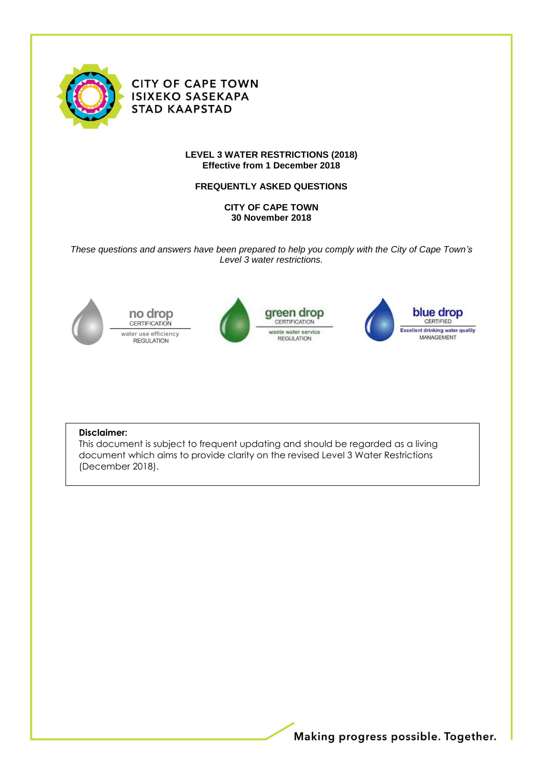CITY OF CAPE TOWN
ISIXEKO SASEKAPA
STAD KAAPSTAD

# LEVEL 3 WATER RESTRICTIONS (2018)

**Effective from 1 December 2018**

## FREQUENTLY ASKED QUESTIONS

**CITY OF CAPE TOWN**
**30 November 2018**

*These questions and answers have been prepared to help you comply with the City of Cape Town's Level 3 water restrictions.*

no drop CERTIFICATION — water use efficiency REGULATION

green drop CERTIFICATION — waste water service REGULATION

blue drop CERTIFIED — Excellent drinking water quality MANAGEMENT

**Disclaimer:**
This document is subject to frequent updating and should be regarded as a living document which aims to provide clarity on the revised Level 3 Water Restrictions (December 2018).

Making progress possible. Together.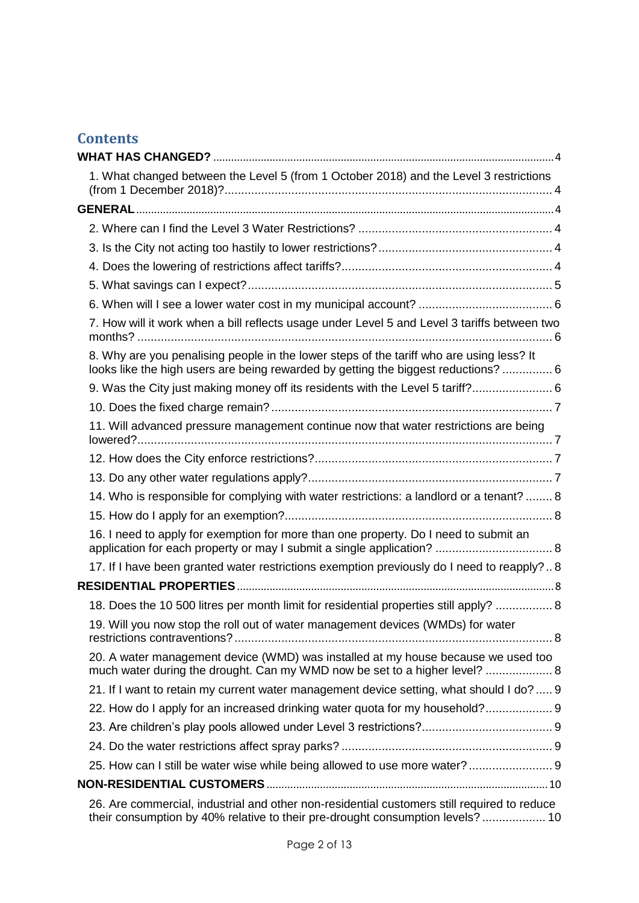## Contents

**WHAT HAS CHANGED?** 4

1. What changed between the Level 5 (from 1 October 2018) and the Level 3 restrictions (from 1 December 2018)? 4

**GENERAL** 4

2. Where can I find the Level 3 Water Restrictions? 4
3. Is the City not acting too hastily to lower restrictions? 4
4. Does the lowering of restrictions affect tariffs? 4
5. What savings can I expect? 5
6. When will I see a lower water cost in my municipal account? 6
7. How will it work when a bill reflects usage under Level 5 and Level 3 tariffs between two months? 6
8. Why are you penalising people in the lower steps of the tariff who are using less? It looks like the high users are being rewarded by getting the biggest reductions? 6
9. Was the City just making money off its residents with the Level 5 tariff? 6
10. Does the fixed charge remain? 7
11. Will advanced pressure management continue now that water restrictions are being lowered? 7
12. How does the City enforce restrictions? 7
13. Do any other water regulations apply? 7
14. Who is responsible for complying with water restrictions: a landlord or a tenant? 8
15. How do I apply for an exemption? 8
16. I need to apply for exemption for more than one property. Do I need to submit an application for each property or may I submit a single application? 8
17. If I have been granted water restrictions exemption previously do I need to reapply? 8

**RESIDENTIAL PROPERTIES** 8

18. Does the 10 500 litres per month limit for residential properties still apply? 8
19. Will you now stop the roll out of water management devices (WMDs) for water restrictions contraventions? 8
20. A water management device (WMD) was installed at my house because we used too much water during the drought. Can my WMD now be set to a higher level? 8
21. If I want to retain my current water management device setting, what should I do? 9
22. How do I apply for an increased drinking water quota for my household? 9
23. Are children's play pools allowed under Level 3 restrictions? 9
24. Do the water restrictions affect spray parks? 9
25. How can I still be water wise while being allowed to use more water? 9

**NON-RESIDENTIAL CUSTOMERS** 10

26. Are commercial, industrial and other non-residential customers still required to reduce their consumption by 40% relative to their pre-drought consumption levels? 10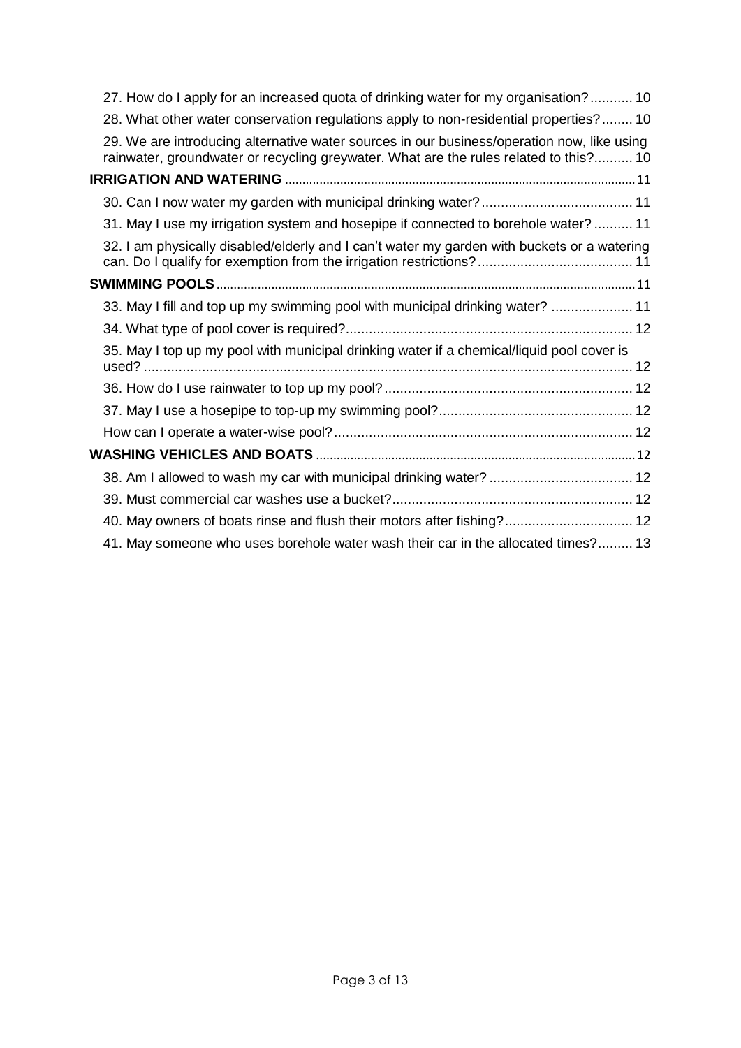27. How do I apply for an increased quota of drinking water for my organisation? ........... 10

28. What other water conservation regulations apply to non-residential properties? ........ 10

29. We are introducing alternative water sources in our business/operation now, like using rainwater, groundwater or recycling greywater. What are the rules related to this? .......... 10

**IRRIGATION AND WATERING** ........ 11

30. Can I now water my garden with municipal drinking water? ........ 11

31. May I use my irrigation system and hosepipe if connected to borehole water? .......... 11

32. I am physically disabled/elderly and I can't water my garden with buckets or a watering can. Do I qualify for exemption from the irrigation restrictions? ........ 11

**SWIMMING POOLS** ........ 11

33. May I fill and top up my swimming pool with municipal drinking water? ........ 11

34. What type of pool cover is required? ........ 12

35. May I top up my pool with municipal drinking water if a chemical/liquid pool cover is used? ........ 12

36. How do I use rainwater to top up my pool? ........ 12

37. May I use a hosepipe to top-up my swimming pool? ........ 12

How can I operate a water-wise pool? ........ 12

**WASHING VEHICLES AND BOATS** ........ 12

38. Am I allowed to wash my car with municipal drinking water? ........ 12

39. Must commercial car washes use a bucket? ........ 12

40. May owners of boats rinse and flush their motors after fishing? ........ 12

41. May someone who uses borehole water wash their car in the allocated times? ......... 13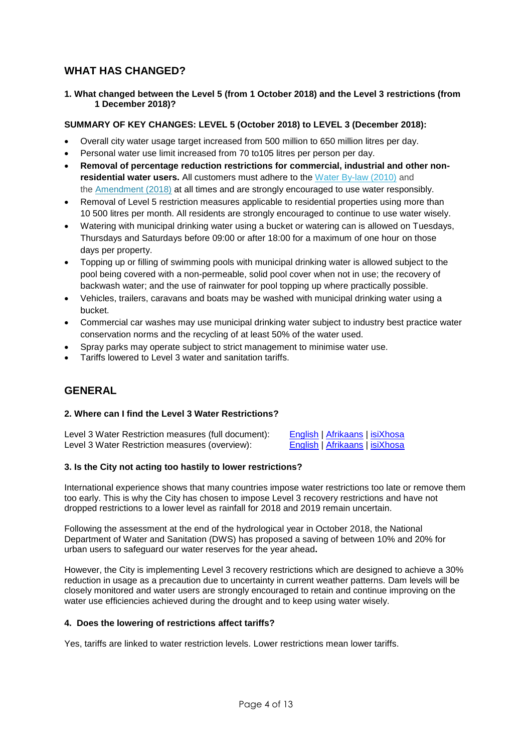## WHAT HAS CHANGED?

**1. What changed between the Level 5 (from 1 October 2018) and the Level 3 restrictions (from 1 December 2018)?**

**SUMMARY OF KEY CHANGES: LEVEL 5 (October 2018) to LEVEL 3 (December 2018):**

- Overall city water usage target increased from 500 million to 650 million litres per day.
- Personal water use limit increased from 70 to105 litres per person per day.
- **Removal of percentage reduction restrictions for commercial, industrial and other non-residential water users.** All customers must adhere to the Water By-law (2010) and the Amendment (2018) at all times and are strongly encouraged to use water responsibly.
- Removal of Level 5 restriction measures applicable to residential properties using more than 10 500 litres per month. All residents are strongly encouraged to continue to use water wisely.
- Watering with municipal drinking water using a bucket or watering can is allowed on Tuesdays, Thursdays and Saturdays before 09:00 or after 18:00 for a maximum of one hour on those days per property.
- Topping up or filling of swimming pools with municipal drinking water is allowed subject to the pool being covered with a non-permeable, solid pool cover when not in use; the recovery of backwash water; and the use of rainwater for pool topping up where practically possible.
- Vehicles, trailers, caravans and boats may be washed with municipal drinking water using a bucket.
- Commercial car washes may use municipal drinking water subject to industry best practice water conservation norms and the recycling of at least 50% of the water used.
- Spray parks may operate subject to strict management to minimise water use.
- Tariffs lowered to Level 3 water and sanitation tariffs.

## GENERAL

**2. Where can I find the Level 3 Water Restrictions?**

Level 3 Water Restriction measures (full document): English | Afrikaans | isiXhosa
Level 3 Water Restriction measures (overview): English | Afrikaans | isiXhosa

**3. Is the City not acting too hastily to lower restrictions?**

International experience shows that many countries impose water restrictions too late or remove them too early. This is why the City has chosen to impose Level 3 recovery restrictions and have not dropped restrictions to a lower level as rainfall for 2018 and 2019 remain uncertain.

Following the assessment at the end of the hydrological year in October 2018, the National Department of Water and Sanitation (DWS) has proposed a saving of between 10% and 20% for urban users to safeguard our water reserves for the year ahead**.**

However, the City is implementing Level 3 recovery restrictions which are designed to achieve a 30% reduction in usage as a precaution due to uncertainty in current weather patterns. Dam levels will be closely monitored and water users are strongly encouraged to retain and continue improving on the water use efficiencies achieved during the drought and to keep using water wisely.

**4. Does the lowering of restrictions affect tariffs?**

Yes, tariffs are linked to water restriction levels. Lower restrictions mean lower tariffs.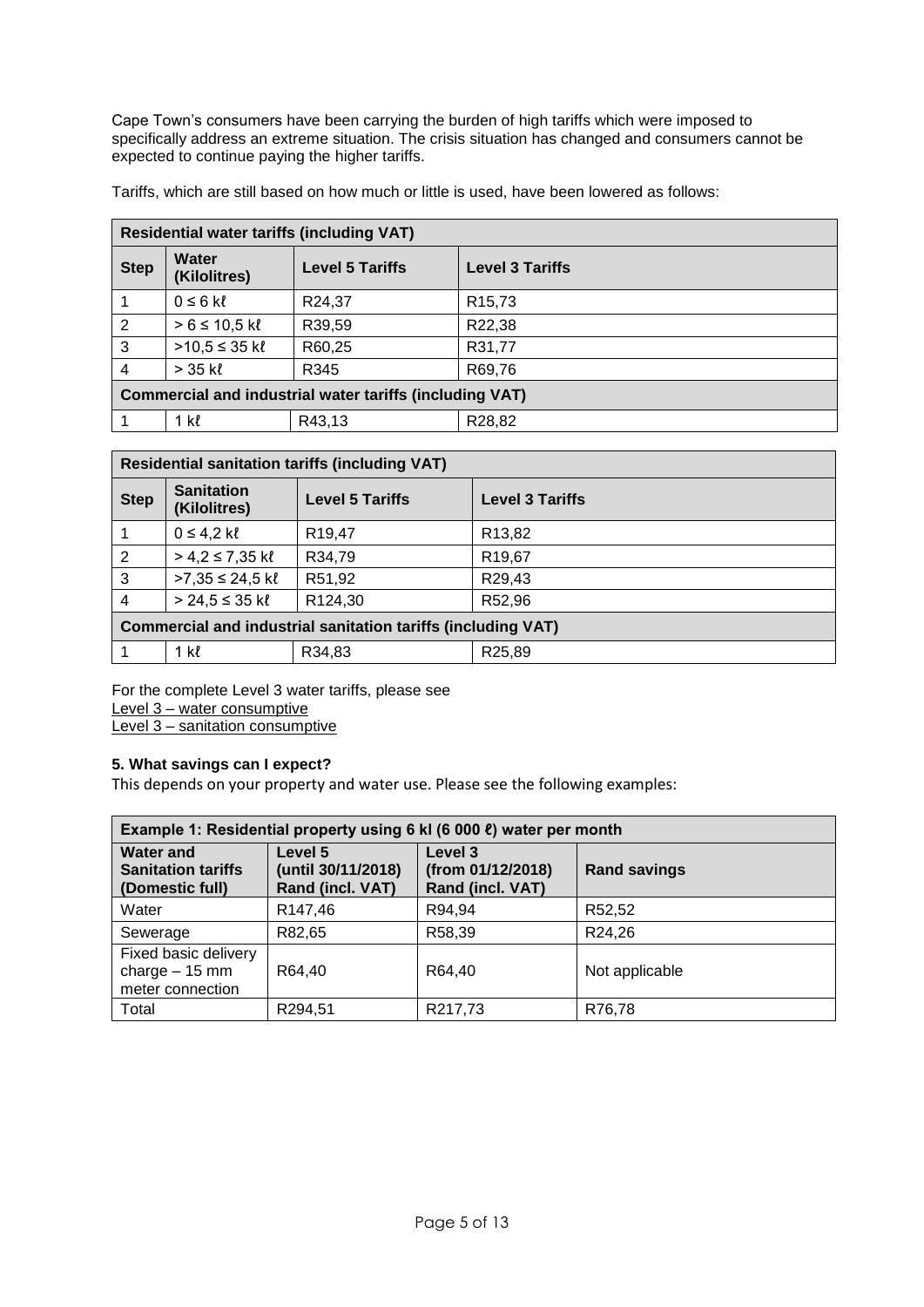Cape Town's consumers have been carrying the burden of high tariffs which were imposed to specifically address an extreme situation. The crisis situation has changed and consumers cannot be expected to continue paying the higher tariffs.

Tariffs, which are still based on how much or little is used, have been lowered as follows:

| **Residential water tariffs (including VAT)** | | | |
|---|---|---|---|
| **Step** | **Water (Kilolitres)** | **Level 5 Tariffs** | **Level 3 Tariffs** |
| 1 | 0 ≤ 6 kℓ | R24,37 | R15,73 |
| 2 | > 6 ≤ 10,5 kℓ | R39,59 | R22,38 |
| 3 | >10,5 ≤ 35 kℓ | R60,25 | R31,77 |
| 4 | > 35 kℓ | R345 | R69,76 |
| **Commercial and industrial water tariffs (including VAT)** | | | |
| 1 | 1 kℓ | R43,13 | R28,82 |

| **Residential sanitation tariffs (including VAT)** | | | |
|---|---|---|---|
| **Step** | **Sanitation (Kilolitres)** | **Level 5 Tariffs** | **Level 3 Tariffs** |
| 1 | 0 ≤ 4,2 kℓ | R19,47 | R13,82 |
| 2 | > 4,2 ≤ 7,35 kℓ | R34,79 | R19,67 |
| 3 | >7,35 ≤ 24,5 kℓ | R51,92 | R29,43 |
| 4 | > 24,5 ≤ 35 kℓ | R124,30 | R52,96 |
| **Commercial and industrial sanitation tariffs (including VAT)** | | | |
| 1 | 1 kℓ | R34,83 | R25,89 |

For the complete Level 3 water tariffs, please see
Level 3 – water consumptive
Level 3 – sanitation consumptive

**5. What savings can I expect?**

This depends on your property and water use. Please see the following examples:

| **Example 1: Residential property using 6 kl (6 000 ℓ) water per month** | | | |
|---|---|---|---|
| **Water and Sanitation tariffs (Domestic full)** | **Level 5 (until 30/11/2018) Rand (incl. VAT)** | **Level 3 (from 01/12/2018) Rand (incl. VAT)** | **Rand savings** |
| Water | R147,46 | R94,94 | R52,52 |
| Sewerage | R82,65 | R58,39 | R24,26 |
| Fixed basic delivery charge – 15 mm meter connection | R64,40 | R64,40 | Not applicable |
| Total | R294,51 | R217,73 | R76,78 |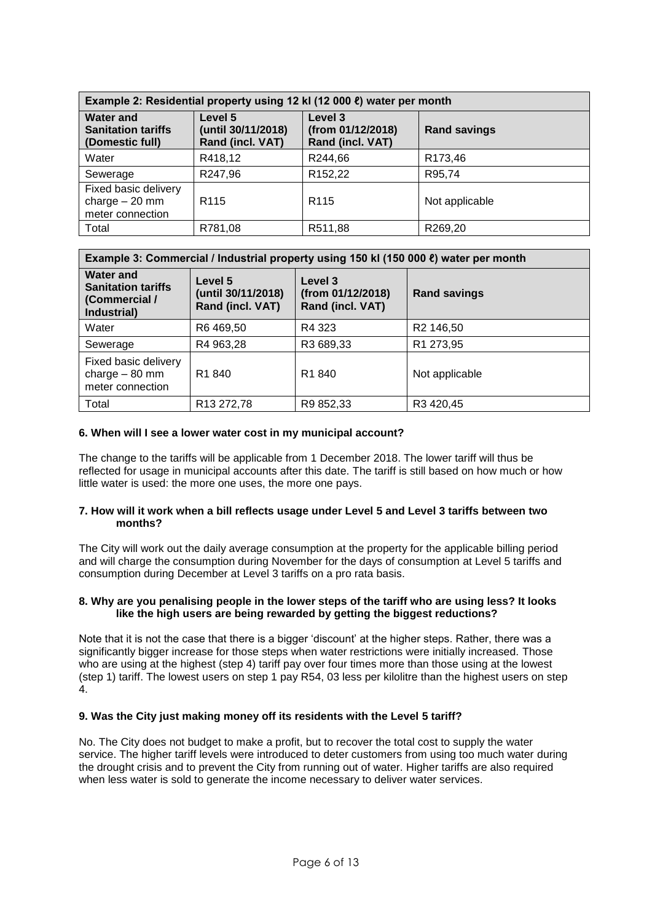| Example 2: Residential property using 12 kl (12 000 ℓ) water per month | | | |
|---|---|---|---|
| **Water and Sanitation tariffs (Domestic full)** | **Level 5 (until 30/11/2018) Rand (incl. VAT)** | **Level 3 (from 01/12/2018) Rand (incl. VAT)** | **Rand savings** |
| Water | R418,12 | R244,66 | R173,46 |
| Sewerage | R247,96 | R152,22 | R95,74 |
| Fixed basic delivery charge – 20 mm meter connection | R115 | R115 | Not applicable |
| Total | R781,08 | R511,88 | R269,20 |

| Example 3: Commercial / Industrial property using 150 kl (150 000 ℓ) water per month | | | |
|---|---|---|---|
| **Water and Sanitation tariffs (Commercial / Industrial)** | **Level 5 (until 30/11/2018) Rand (incl. VAT)** | **Level 3 (from 01/12/2018) Rand (incl. VAT)** | **Rand savings** |
| Water | R6 469,50 | R4 323 | R2 146,50 |
| Sewerage | R4 963,28 | R3 689,33 | R1 273,95 |
| Fixed basic delivery charge – 80 mm meter connection | R1 840 | R1 840 | Not applicable |
| Total | R13 272,78 | R9 852,33 | R3 420,45 |

**6. When will I see a lower water cost in my municipal account?**

The change to the tariffs will be applicable from 1 December 2018. The lower tariff will thus be reflected for usage in municipal accounts after this date. The tariff is still based on how much or how little water is used: the more one uses, the more one pays.

**7. How will it work when a bill reflects usage under Level 5 and Level 3 tariffs between two months?**

The City will work out the daily average consumption at the property for the applicable billing period and will charge the consumption during November for the days of consumption at Level 5 tariffs and consumption during December at Level 3 tariffs on a pro rata basis.

**8. Why are you penalising people in the lower steps of the tariff who are using less? It looks like the high users are being rewarded by getting the biggest reductions?**

Note that it is not the case that there is a bigger 'discount' at the higher steps. Rather, there was a significantly bigger increase for those steps when water restrictions were initially increased. Those who are using at the highest (step 4) tariff pay over four times more than those using at the lowest (step 1) tariff. The lowest users on step 1 pay R54, 03 less per kilolitre than the highest users on step 4.

**9. Was the City just making money off its residents with the Level 5 tariff?**

No. The City does not budget to make a profit, but to recover the total cost to supply the water service. The higher tariff levels were introduced to deter customers from using too much water during the drought crisis and to prevent the City from running out of water. Higher tariffs are also required when less water is sold to generate the income necessary to deliver water services.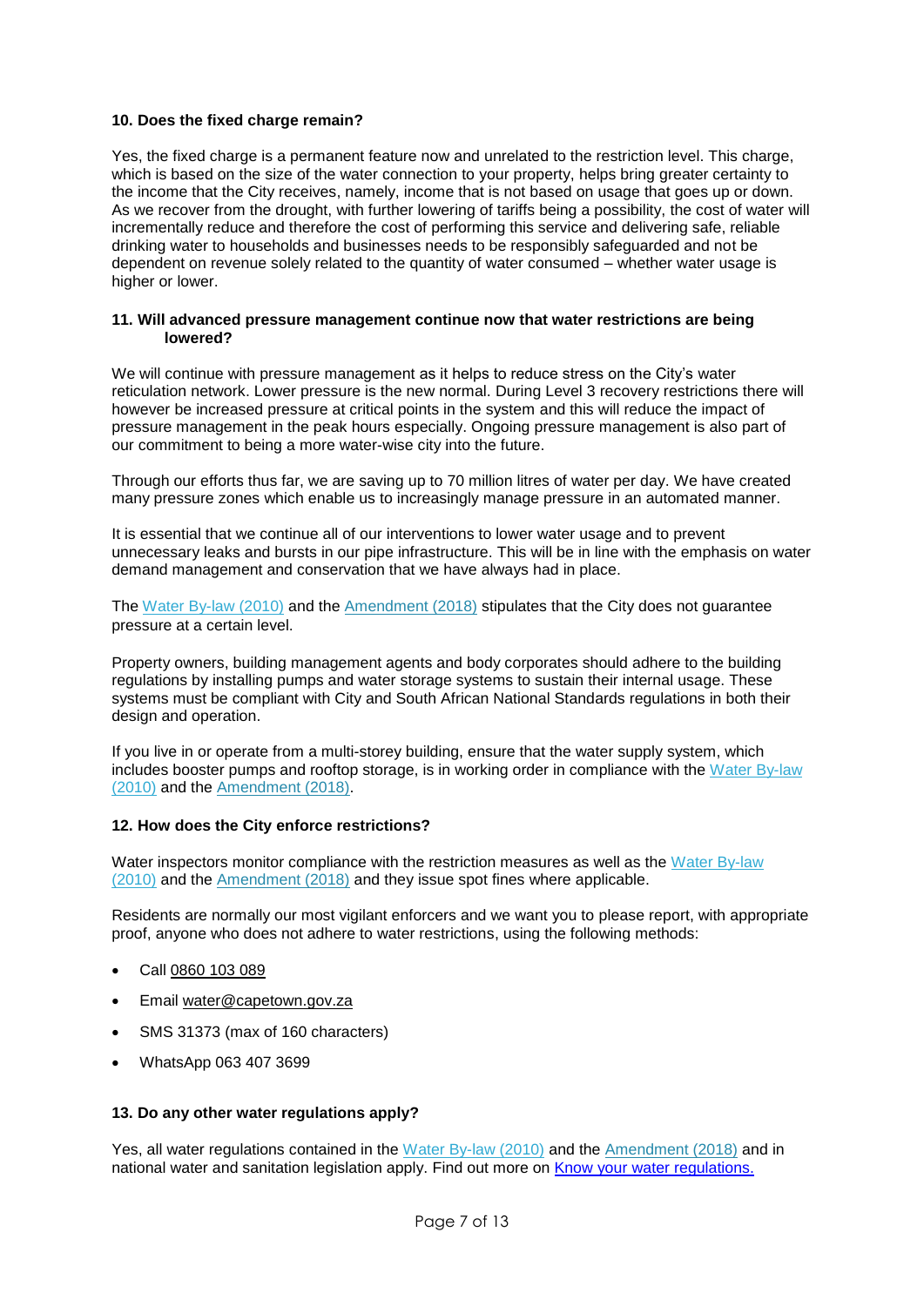**10. Does the fixed charge remain?**

Yes, the fixed charge is a permanent feature now and unrelated to the restriction level. This charge, which is based on the size of the water connection to your property, helps bring greater certainty to the income that the City receives, namely, income that is not based on usage that goes up or down. As we recover from the drought, with further lowering of tariffs being a possibility, the cost of water will incrementally reduce and therefore the cost of performing this service and delivering safe, reliable drinking water to households and businesses needs to be responsibly safeguarded and not be dependent on revenue solely related to the quantity of water consumed – whether water usage is higher or lower.

**11. Will advanced pressure management continue now that water restrictions are being lowered?**

We will continue with pressure management as it helps to reduce stress on the City's water reticulation network. Lower pressure is the new normal. During Level 3 recovery restrictions there will however be increased pressure at critical points in the system and this will reduce the impact of pressure management in the peak hours especially. Ongoing pressure management is also part of our commitment to being a more water-wise city into the future.

Through our efforts thus far, we are saving up to 70 million litres of water per day. We have created many pressure zones which enable us to increasingly manage pressure in an automated manner.

It is essential that we continue all of our interventions to lower water usage and to prevent unnecessary leaks and bursts in our pipe infrastructure. This will be in line with the emphasis on water demand management and conservation that we have always had in place.

The Water By-law (2010) and the Amendment (2018) stipulates that the City does not guarantee pressure at a certain level.

Property owners, building management agents and body corporates should adhere to the building regulations by installing pumps and water storage systems to sustain their internal usage. These systems must be compliant with City and South African National Standards regulations in both their design and operation.

If you live in or operate from a multi-storey building, ensure that the water supply system, which includes booster pumps and rooftop storage, is in working order in compliance with the Water By-law (2010) and the Amendment (2018).

**12. How does the City enforce restrictions?**

Water inspectors monitor compliance with the restriction measures as well as the Water By-law (2010) and the Amendment (2018) and they issue spot fines where applicable.

Residents are normally our most vigilant enforcers and we want you to please report, with appropriate proof, anyone who does not adhere to water restrictions, using the following methods:

- Call 0860 103 089
- Email water@capetown.gov.za
- SMS 31373 (max of 160 characters)
- WhatsApp 063 407 3699

**13. Do any other water regulations apply?**

Yes, all water regulations contained in the Water By-law (2010) and the Amendment (2018) and in national water and sanitation legislation apply. Find out more on Know your water regulations.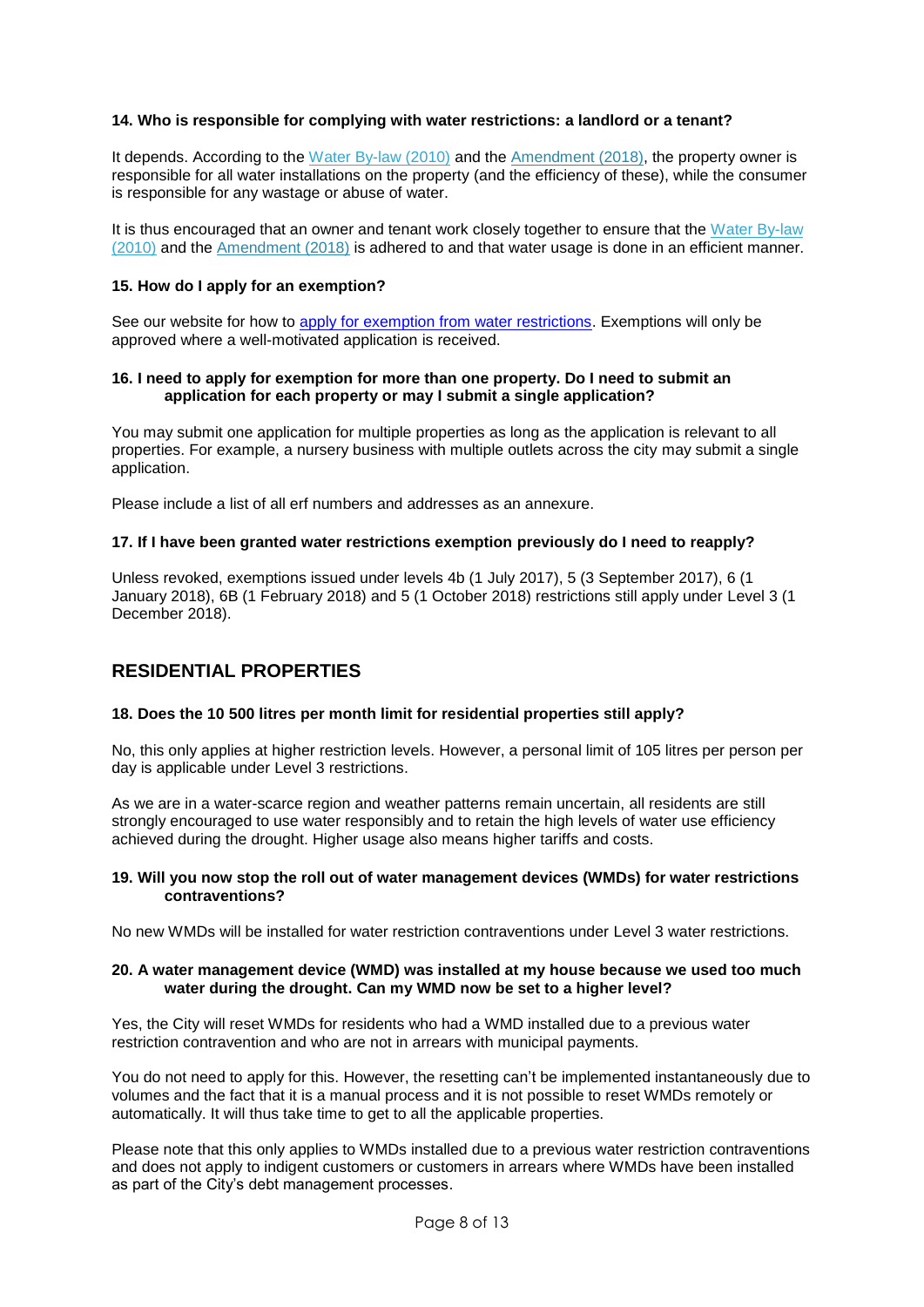**14. Who is responsible for complying with water restrictions: a landlord or a tenant?**

It depends. According to the Water By-law (2010) and the Amendment (2018), the property owner is responsible for all water installations on the property (and the efficiency of these), while the consumer is responsible for any wastage or abuse of water.

It is thus encouraged that an owner and tenant work closely together to ensure that the Water By-law (2010) and the Amendment (2018) is adhered to and that water usage is done in an efficient manner.

**15. How do I apply for an exemption?**

See our website for how to apply for exemption from water restrictions. Exemptions will only be approved where a well-motivated application is received.

**16. I need to apply for exemption for more than one property. Do I need to submit an application for each property or may I submit a single application?**

You may submit one application for multiple properties as long as the application is relevant to all properties. For example, a nursery business with multiple outlets across the city may submit a single application.

Please include a list of all erf numbers and addresses as an annexure.

**17. If I have been granted water restrictions exemption previously do I need to reapply?**

Unless revoked, exemptions issued under levels 4b (1 July 2017), 5 (3 September 2017), 6 (1 January 2018), 6B (1 February 2018) and 5 (1 October 2018) restrictions still apply under Level 3 (1 December 2018).

## RESIDENTIAL PROPERTIES

**18. Does the 10 500 litres per month limit for residential properties still apply?**

No, this only applies at higher restriction levels. However, a personal limit of 105 litres per person per day is applicable under Level 3 restrictions.

As we are in a water-scarce region and weather patterns remain uncertain, all residents are still strongly encouraged to use water responsibly and to retain the high levels of water use efficiency achieved during the drought. Higher usage also means higher tariffs and costs.

**19. Will you now stop the roll out of water management devices (WMDs) for water restrictions contraventions?**

No new WMDs will be installed for water restriction contraventions under Level 3 water restrictions.

**20. A water management device (WMD) was installed at my house because we used too much water during the drought. Can my WMD now be set to a higher level?**

Yes, the City will reset WMDs for residents who had a WMD installed due to a previous water restriction contravention and who are not in arrears with municipal payments.

You do not need to apply for this. However, the resetting can't be implemented instantaneously due to volumes and the fact that it is a manual process and it is not possible to reset WMDs remotely or automatically. It will thus take time to get to all the applicable properties.

Please note that this only applies to WMDs installed due to a previous water restriction contraventions and does not apply to indigent customers or customers in arrears where WMDs have been installed as part of the City's debt management processes.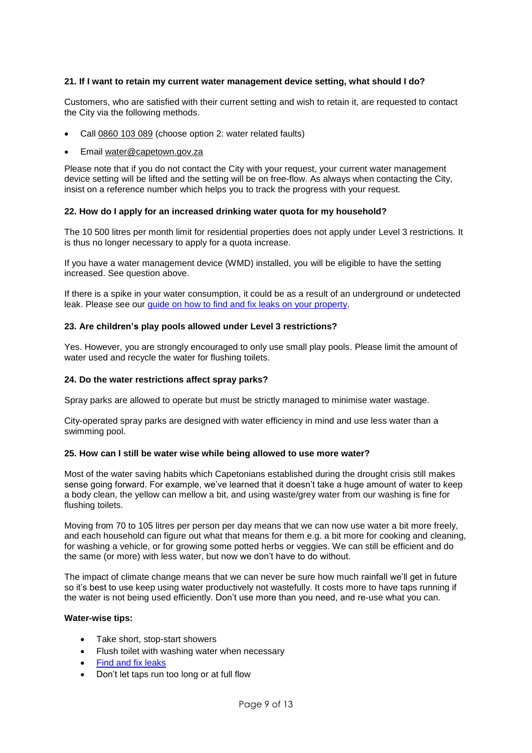**21. If I want to retain my current water management device setting, what should I do?**

Customers, who are satisfied with their current setting and wish to retain it, are requested to contact the City via the following methods.

- Call 0860 103 089 (choose option 2: water related faults)
- Email water@capetown.gov.za

Please note that if you do not contact the City with your request, your current water management device setting will be lifted and the setting will be on free-flow. As always when contacting the City, insist on a reference number which helps you to track the progress with your request.

**22. How do I apply for an increased drinking water quota for my household?**

The 10 500 litres per month limit for residential properties does not apply under Level 3 restrictions. It is thus no longer necessary to apply for a quota increase.

If you have a water management device (WMD) installed, you will be eligible to have the setting increased. See question above.

If there is a spike in your water consumption, it could be as a result of an underground or undetected leak. Please see our guide on how to find and fix leaks on your property.

**23. Are children's play pools allowed under Level 3 restrictions?**

Yes. However, you are strongly encouraged to only use small play pools. Please limit the amount of water used and recycle the water for flushing toilets.

**24. Do the water restrictions affect spray parks?**

Spray parks are allowed to operate but must be strictly managed to minimise water wastage.

City-operated spray parks are designed with water efficiency in mind and use less water than a swimming pool.

**25. How can I still be water wise while being allowed to use more water?**

Most of the water saving habits which Capetonians established during the drought crisis still makes sense going forward. For example, we've learned that it doesn't take a huge amount of water to keep a body clean, the yellow can mellow a bit, and using waste/grey water from our washing is fine for flushing toilets.

Moving from 70 to 105 litres per person per day means that we can now use water a bit more freely, and each household can figure out what that means for them e.g. a bit more for cooking and cleaning, for washing a vehicle, or for growing some potted herbs or veggies. We can still be efficient and do the same (or more) with less water, but now we don't have to do without.

The impact of climate change means that we can never be sure how much rainfall we'll get in future so it's best to use keep using water productively not wastefully. It costs more to have taps running if the water is not being used efficiently. Don't use more than you need, and re-use what you can.

**Water-wise tips:**

- Take short, stop-start showers
- Flush toilet with washing water when necessary
- Find and fix leaks
- Don't let taps run too long or at full flow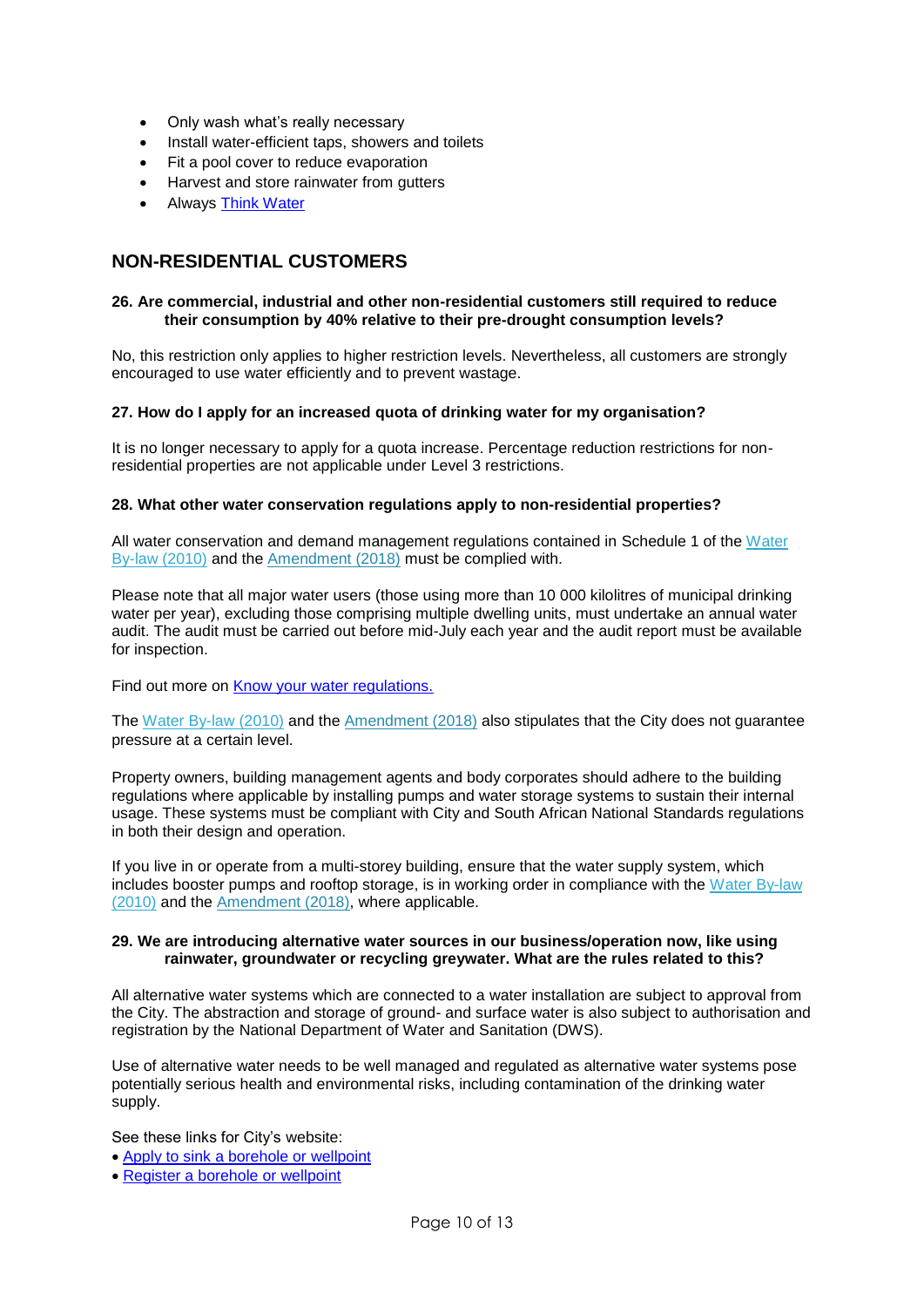- Only wash what's really necessary
- Install water-efficient taps, showers and toilets
- Fit a pool cover to reduce evaporation
- Harvest and store rainwater from gutters
- Always Think Water

## NON-RESIDENTIAL CUSTOMERS

**26. Are commercial, industrial and other non-residential customers still required to reduce their consumption by 40% relative to their pre-drought consumption levels?**

No, this restriction only applies to higher restriction levels. Nevertheless, all customers are strongly encouraged to use water efficiently and to prevent wastage.

**27. How do I apply for an increased quota of drinking water for my organisation?**

It is no longer necessary to apply for a quota increase. Percentage reduction restrictions for non-residential properties are not applicable under Level 3 restrictions.

**28. What other water conservation regulations apply to non-residential properties?**

All water conservation and demand management regulations contained in Schedule 1 of the Water By-law (2010) and the Amendment (2018) must be complied with.

Please note that all major water users (those using more than 10 000 kilolitres of municipal drinking water per year), excluding those comprising multiple dwelling units, must undertake an annual water audit. The audit must be carried out before mid-July each year and the audit report must be available for inspection.

Find out more on Know your water regulations.

The Water By-law (2010) and the Amendment (2018) also stipulates that the City does not guarantee pressure at a certain level.

Property owners, building management agents and body corporates should adhere to the building regulations where applicable by installing pumps and water storage systems to sustain their internal usage. These systems must be compliant with City and South African National Standards regulations in both their design and operation.

If you live in or operate from a multi-storey building, ensure that the water supply system, which includes booster pumps and rooftop storage, is in working order in compliance with the Water By-law (2010) and the Amendment (2018), where applicable.

**29. We are introducing alternative water sources in our business/operation now, like using rainwater, groundwater or recycling greywater. What are the rules related to this?**

All alternative water systems which are connected to a water installation are subject to approval from the City. The abstraction and storage of ground- and surface water is also subject to authorisation and registration by the National Department of Water and Sanitation (DWS).

Use of alternative water needs to be well managed and regulated as alternative water systems pose potentially serious health and environmental risks, including contamination of the drinking water supply.

See these links for City's website:

- Apply to sink a borehole or wellpoint
- Register a borehole or wellpoint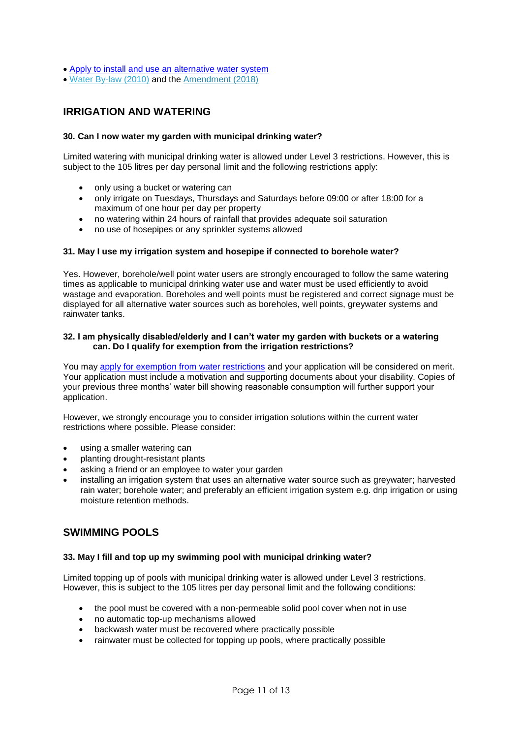- Apply to install and use an alternative water system
- Water By-law (2010) and the Amendment (2018)

## IRRIGATION AND WATERING

### 30. Can I now water my garden with municipal drinking water?

Limited watering with municipal drinking water is allowed under Level 3 restrictions. However, this is subject to the 105 litres per day personal limit and the following restrictions apply:

- only using a bucket or watering can
- only irrigate on Tuesdays, Thursdays and Saturdays before 09:00 or after 18:00 for a maximum of one hour per day per property
- no watering within 24 hours of rainfall that provides adequate soil saturation
- no use of hosepipes or any sprinkler systems allowed

### 31. May I use my irrigation system and hosepipe if connected to borehole water?

Yes. However, borehole/well point water users are strongly encouraged to follow the same watering times as applicable to municipal drinking water use and water must be used efficiently to avoid wastage and evaporation. Boreholes and well points must be registered and correct signage must be displayed for all alternative water sources such as boreholes, well points, greywater systems and rainwater tanks.

### 32. I am physically disabled/elderly and I can't water my garden with buckets or a watering can. Do I qualify for exemption from the irrigation restrictions?

You may apply for exemption from water restrictions and your application will be considered on merit. Your application must include a motivation and supporting documents about your disability. Copies of your previous three months' water bill showing reasonable consumption will further support your application.

However, we strongly encourage you to consider irrigation solutions within the current water restrictions where possible. Please consider:

- using a smaller watering can
- planting drought-resistant plants
- asking a friend or an employee to water your garden
- installing an irrigation system that uses an alternative water source such as greywater; harvested rain water; borehole water; and preferably an efficient irrigation system e.g. drip irrigation or using moisture retention methods.

## SWIMMING POOLS

### 33. May I fill and top up my swimming pool with municipal drinking water?

Limited topping up of pools with municipal drinking water is allowed under Level 3 restrictions. However, this is subject to the 105 litres per day personal limit and the following conditions:

- the pool must be covered with a non-permeable solid pool cover when not in use
- no automatic top-up mechanisms allowed
- backwash water must be recovered where practically possible
- rainwater must be collected for topping up pools, where practically possible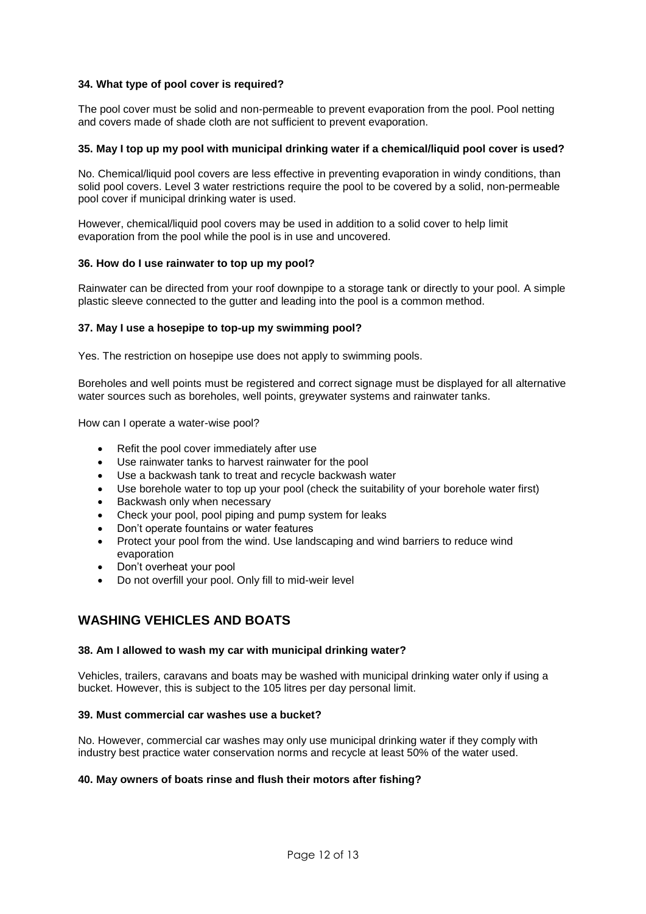**34. What type of pool cover is required?**

The pool cover must be solid and non-permeable to prevent evaporation from the pool. Pool netting and covers made of shade cloth are not sufficient to prevent evaporation.

**35. May I top up my pool with municipal drinking water if a chemical/liquid pool cover is used?**

No. Chemical/liquid pool covers are less effective in preventing evaporation in windy conditions, than solid pool covers. Level 3 water restrictions require the pool to be covered by a solid, non-permeable pool cover if municipal drinking water is used.

However, chemical/liquid pool covers may be used in addition to a solid cover to help limit evaporation from the pool while the pool is in use and uncovered.

**36. How do I use rainwater to top up my pool?**

Rainwater can be directed from your roof downpipe to a storage tank or directly to your pool. A simple plastic sleeve connected to the gutter and leading into the pool is a common method.

**37. May I use a hosepipe to top-up my swimming pool?**

Yes. The restriction on hosepipe use does not apply to swimming pools.

Boreholes and well points must be registered and correct signage must be displayed for all alternative water sources such as boreholes, well points, greywater systems and rainwater tanks.

How can I operate a water-wise pool?

- Refit the pool cover immediately after use
- Use rainwater tanks to harvest rainwater for the pool
- Use a backwash tank to treat and recycle backwash water
- Use borehole water to top up your pool (check the suitability of your borehole water first)
- Backwash only when necessary
- Check your pool, pool piping and pump system for leaks
- Don't operate fountains or water features
- Protect your pool from the wind. Use landscaping and wind barriers to reduce wind evaporation
- Don't overheat your pool
- Do not overfill your pool. Only fill to mid-weir level

## WASHING VEHICLES AND BOATS

**38. Am I allowed to wash my car with municipal drinking water?**

Vehicles, trailers, caravans and boats may be washed with municipal drinking water only if using a bucket. However, this is subject to the 105 litres per day personal limit.

**39. Must commercial car washes use a bucket?**

No. However, commercial car washes may only use municipal drinking water if they comply with industry best practice water conservation norms and recycle at least 50% of the water used.

**40. May owners of boats rinse and flush their motors after fishing?**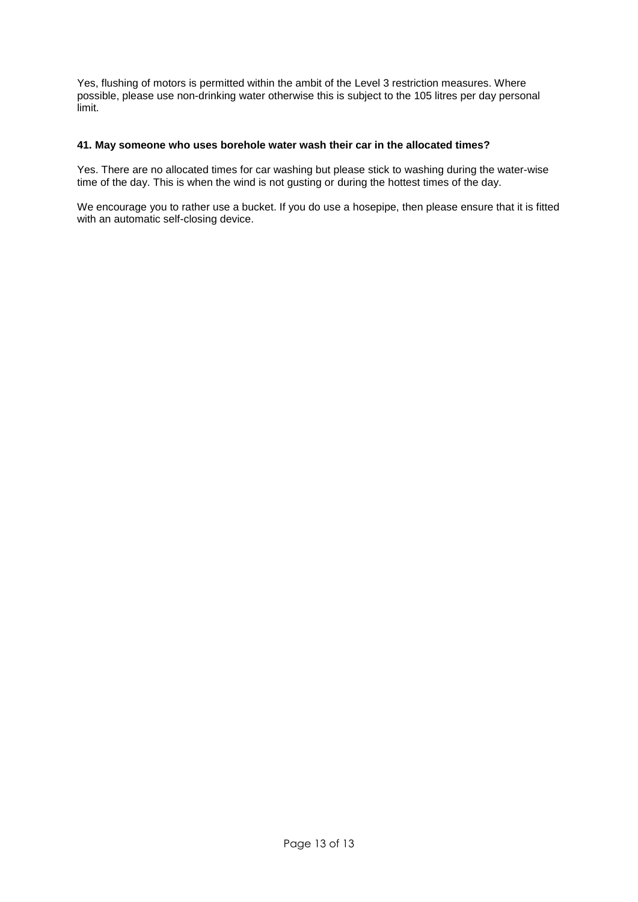Yes, flushing of motors is permitted within the ambit of the Level 3 restriction measures. Where possible, please use non-drinking water otherwise this is subject to the 105 litres per day personal limit.

**41. May someone who uses borehole water wash their car in the allocated times?**

Yes. There are no allocated times for car washing but please stick to washing during the water-wise time of the day. This is when the wind is not gusting or during the hottest times of the day.

We encourage you to rather use a bucket. If you do use a hosepipe, then please ensure that it is fitted with an automatic self-closing device.